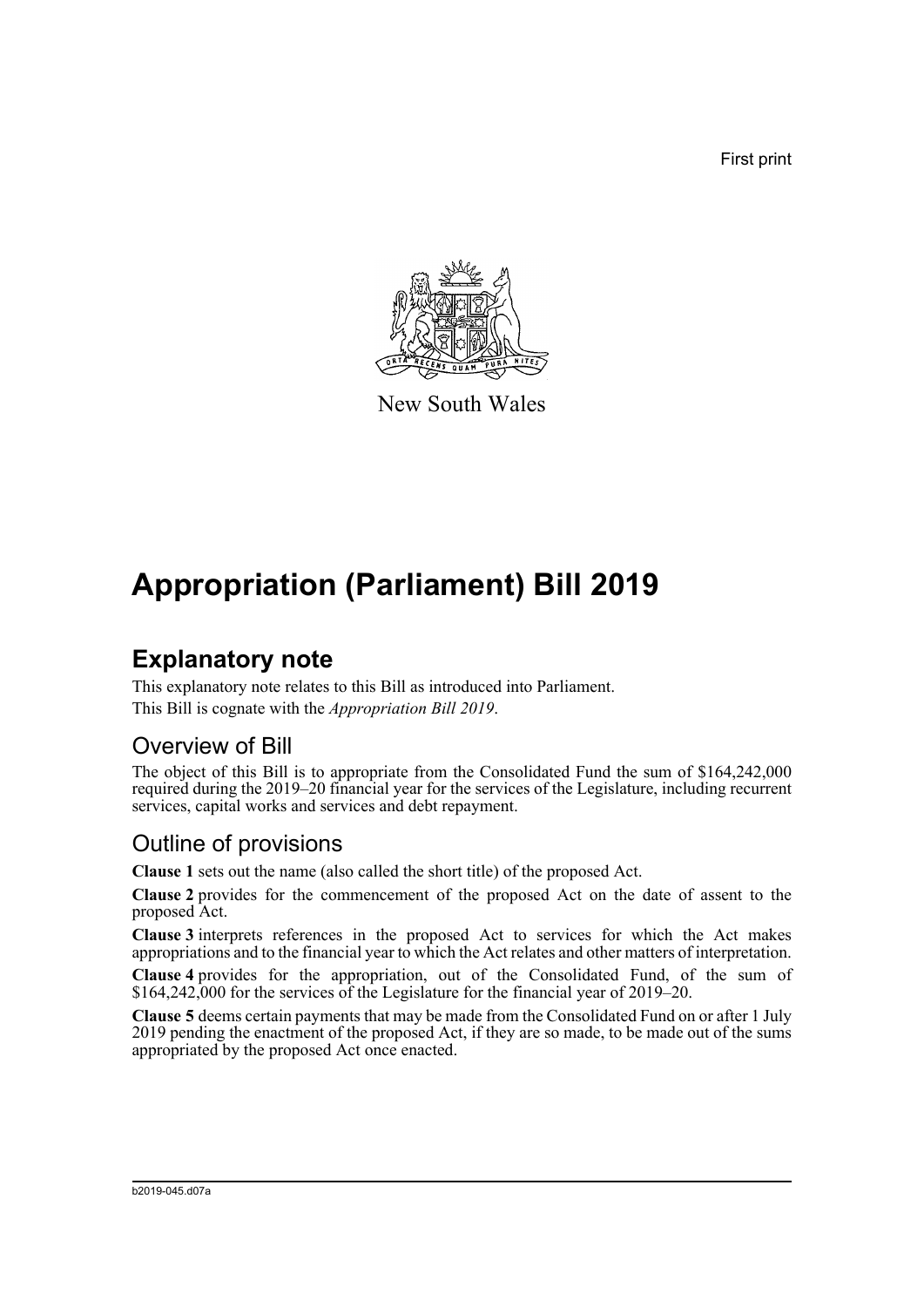First print

New South Wales

# Appropriation (Parliament) Bill 2019

## Explanatory note

This explanatory note relates to this Bill as introduced into Parliament.

This Bill is cognate with the *Appropriation Bill 2019*.

### Overview of Bill

The object of this Bill is to appropriate from the Consolidated Fund the sum of $164,242,000 required during the 2019–20 financial year for the services of the Legislature, including recurrent services, capital works and services and debt repayment.

### Outline of provisions

**Clause 1** sets out the name (also called the short title) of the proposed Act.

**Clause 2** provides for the commencement of the proposed Act on the date of assent to the proposed Act.

**Clause 3** interprets references in the proposed Act to services for which the Act makes appropriations and to the financial year to which the Act relates and other matters of interpretation.

**Clause 4** provides for the appropriation, out of the Consolidated Fund, of the sum of $164,242,000 for the services of the Legislature for the financial year of 2019–20.

**Clause 5** deems certain payments that may be made from the Consolidated Fund on or after 1 July 2019 pending the enactment of the proposed Act, if they are so made, to be made out of the sums appropriated by the proposed Act once enacted.

b2019-045.d07a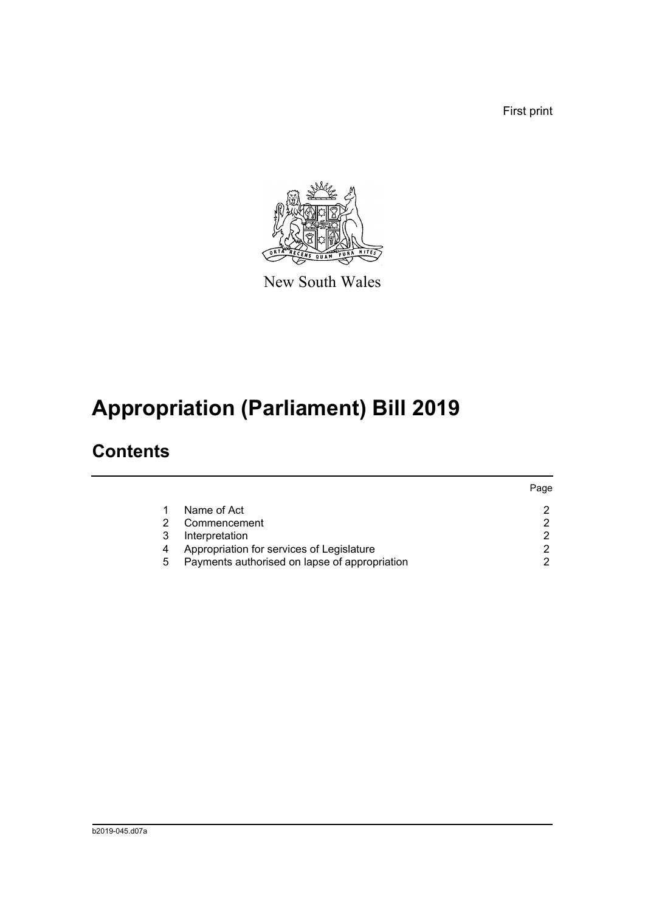First print

New South Wales

# Appropriation (Parliament) Bill 2019

## Contents

| | | Page |
|---|---|---|
| 1 | Name of Act | 2 |
| 2 | Commencement | 2 |
| 3 | Interpretation | 2 |
| 4 | Appropriation for services of Legislature | 2 |
| 5 | Payments authorised on lapse of appropriation | 2 |

b2019-045.d07a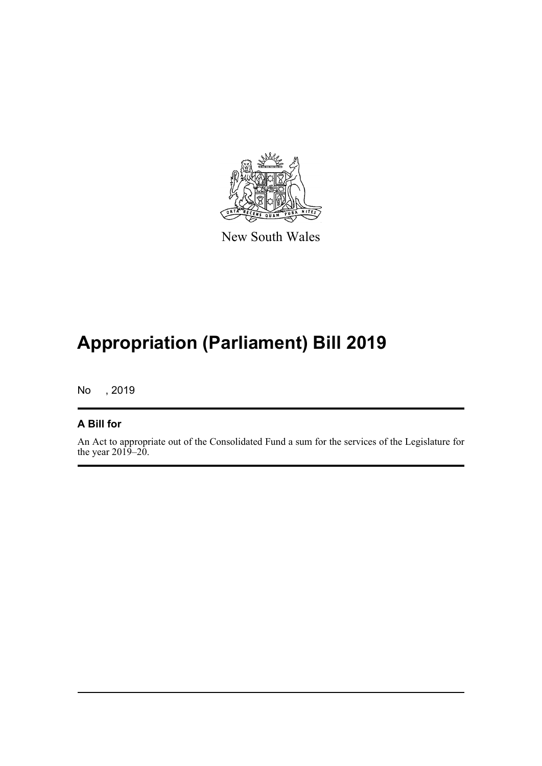New South Wales

# Appropriation (Parliament) Bill 2019

No , 2019

## A Bill for

An Act to appropriate out of the Consolidated Fund a sum for the services of the Legislature for the year 2019–20.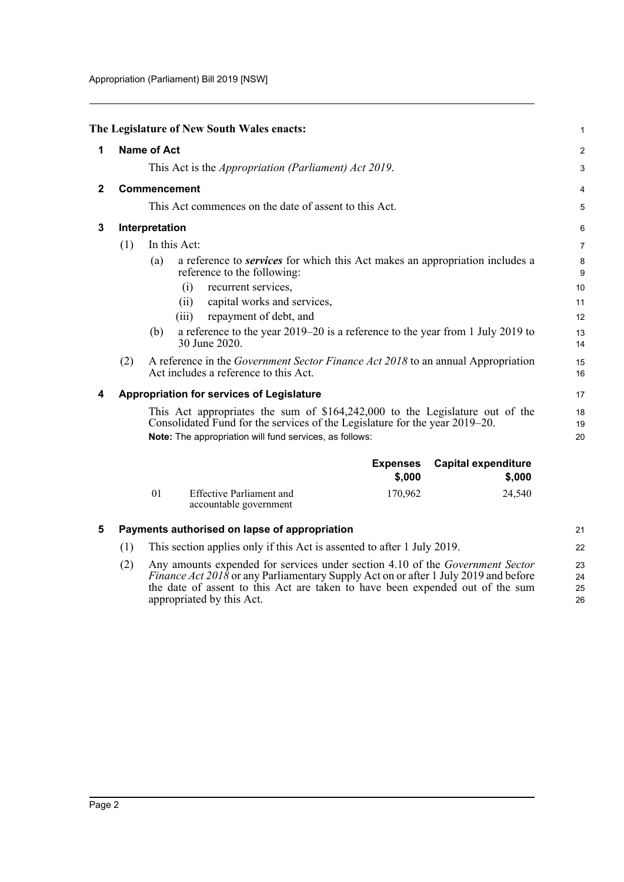**The Legislature of New South Wales enacts:**

## 1 Name of Act

This Act is the *Appropriation (Parliament) Act 2019*.

## 2 Commencement

This Act commences on the date of assent to this Act.

## 3 Interpretation

(1) In this Act:

(a) a reference to ***services*** for which this Act makes an appropriation includes a reference to the following:

(i) recurrent services,

(ii) capital works and services,

(iii) repayment of debt, and

(b) a reference to the year 2019–20 is a reference to the year from 1 July 2019 to 30 June 2020.

(2) A reference in the *Government Sector Finance Act 2018* to an annual Appropriation Act includes a reference to this Act.

## 4 Appropriation for services of Legislature

This Act appropriates the sum of $164,242,000 to the Legislature out of the Consolidated Fund for the services of the Legislature for the year 2019–20.

**Note:** The appropriation will fund services, as follows:

| | | Expenses $,000 | Capital expenditure $,000 |
|---|---|---|---|
| 01 | Effective Parliament and accountable government | 170,962 | 24,540 |

## 5 Payments authorised on lapse of appropriation

(1) This section applies only if this Act is assented to after 1 July 2019.

(2) Any amounts expended for services under section 4.10 of the *Government Sector Finance Act 2018* or any Parliamentary Supply Act on or after 1 July 2019 and before the date of assent to this Act are taken to have been expended out of the sum appropriated by this Act.